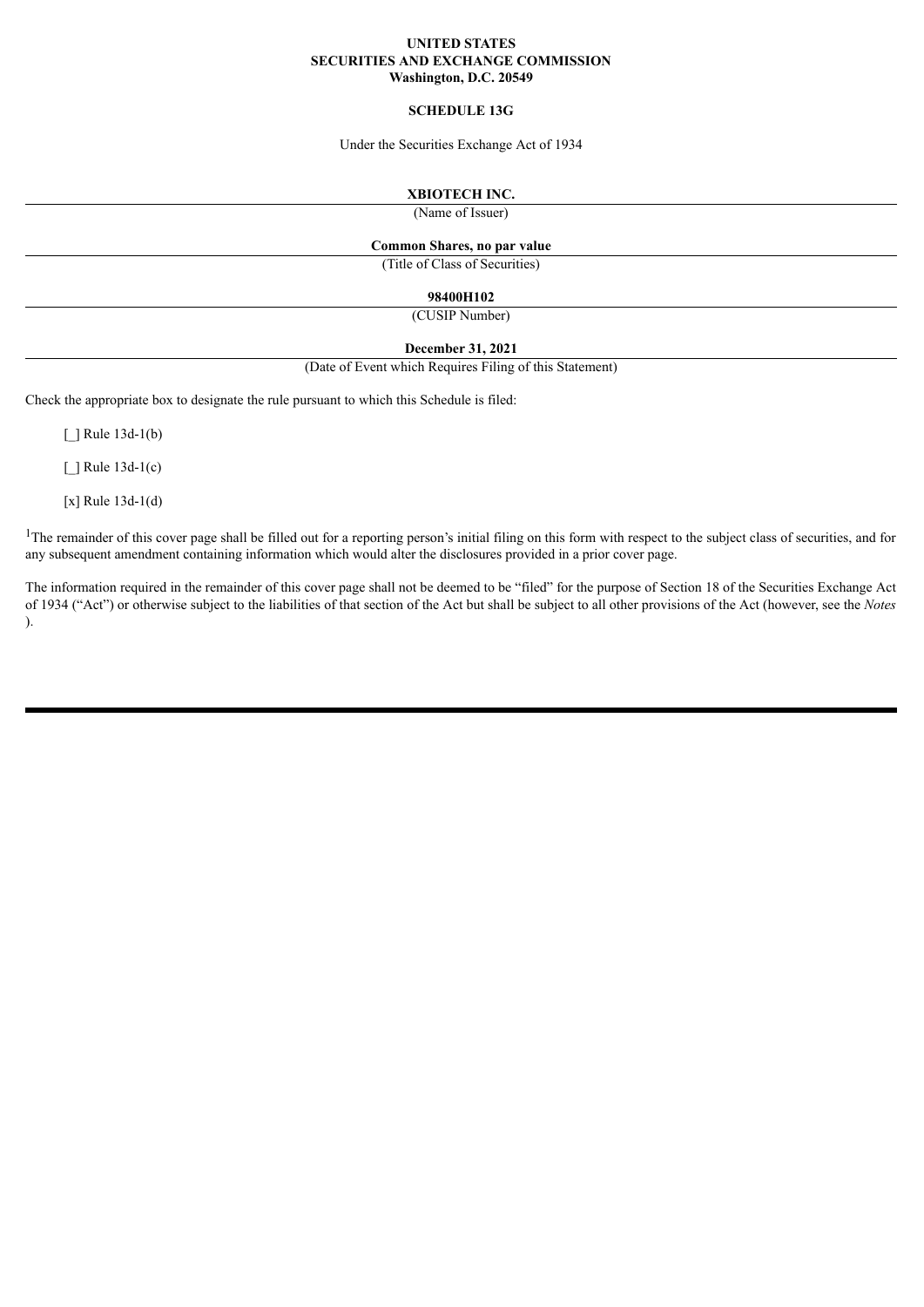**UNITED STATES**
**SECURITIES AND EXCHANGE COMMISSION**
**Washington, D.C. 20549**

**SCHEDULE 13G**

Under the Securities Exchange Act of 1934

**XBIOTECH INC.**

(Name of Issuer)

**Common Shares, no par value**

(Title of Class of Securities)

**98400H102**

(CUSIP Number)

**December 31, 2021**

(Date of Event which Requires Filing of this Statement)

Check the appropriate box to designate the rule pursuant to which this Schedule is filed:

[_] Rule 13d-1(b)

[_] Rule 13d-1(c)

[x] Rule 13d-1(d)

[1]The remainder of this cover page shall be filled out for a reporting person's initial filing on this form with respect to the subject class of securities, and for any subsequent amendment containing information which would alter the disclosures provided in a prior cover page.

The information required in the remainder of this cover page shall not be deemed to be "filed" for the purpose of Section 18 of the Securities Exchange Act of 1934 ("Act") or otherwise subject to the liabilities of that section of the Act but shall be subject to all other provisions of the Act (however, see the *Notes* ).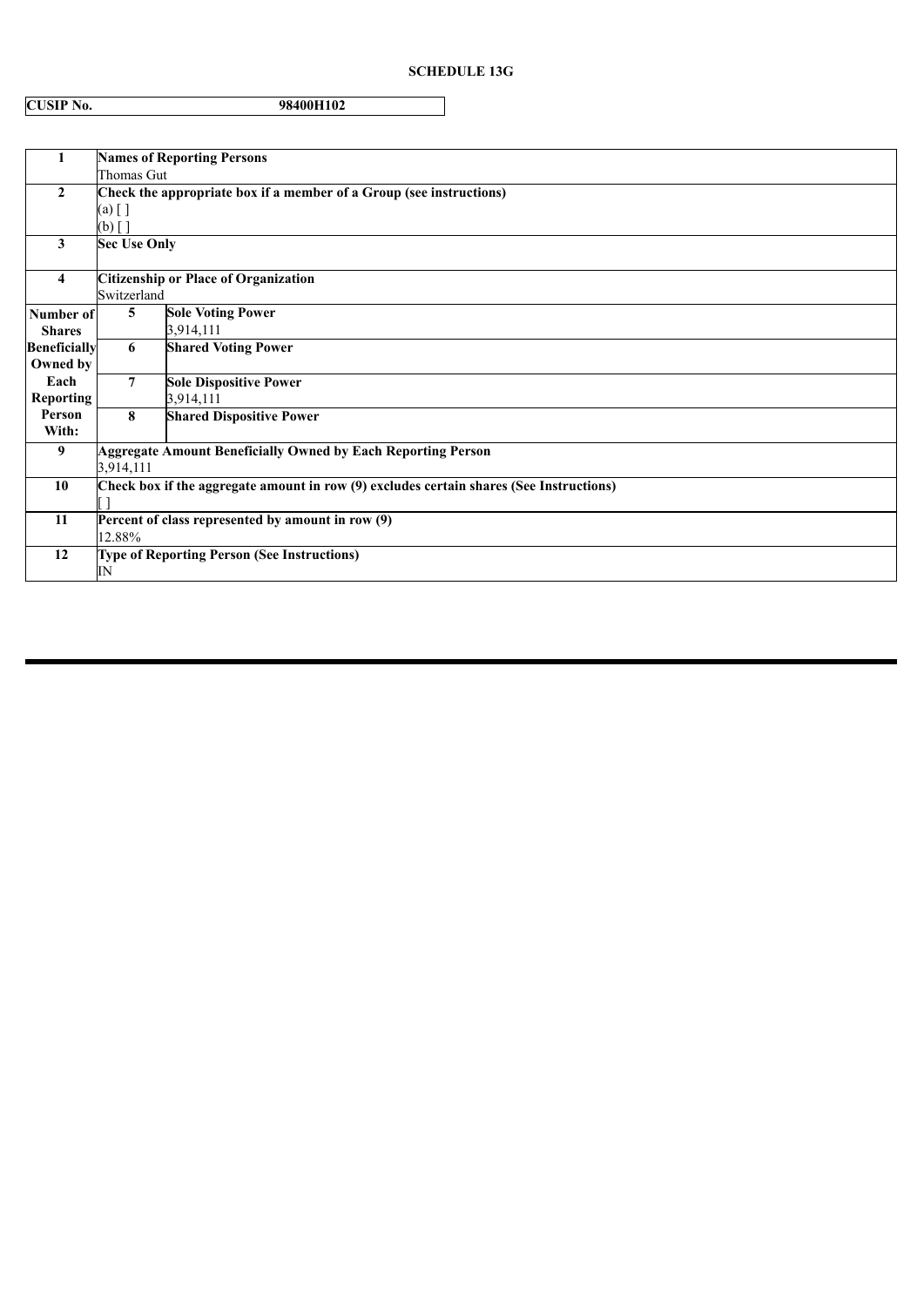**SCHEDULE 13G**

| **CUSIP No.** | **98400H102** |
|---|---|

| | | |
|---|---|---|
| **1** | **Names of Reporting Persons** Thomas Gut | |
| **2** | **Check the appropriate box if a member of a Group (see instructions)** (a) [ ] (b) [ ] | |
| **3** | **Sec Use Only** | |
| **4** | **Citizenship or Place of Organization** Switzerland | |
| **Number of Shares Beneficially Owned by Each Reporting Person With:** | **5** | **Sole Voting Power** 3,914,111 |
| | **6** | **Shared Voting Power** |
| | **7** | **Sole Dispositive Power** 3,914,111 |
| | **8** | **Shared Dispositive Power** |
| **9** | **Aggregate Amount Beneficially Owned by Each Reporting Person** 3,914,111 | |
| **10** | **Check box if the aggregate amount in row (9) excludes certain shares (See Instructions)** [ ] | |
| **11** | **Percent of class represented by amount in row (9)** 12.88% | |
| **12** | **Type of Reporting Person (See Instructions)** IN | |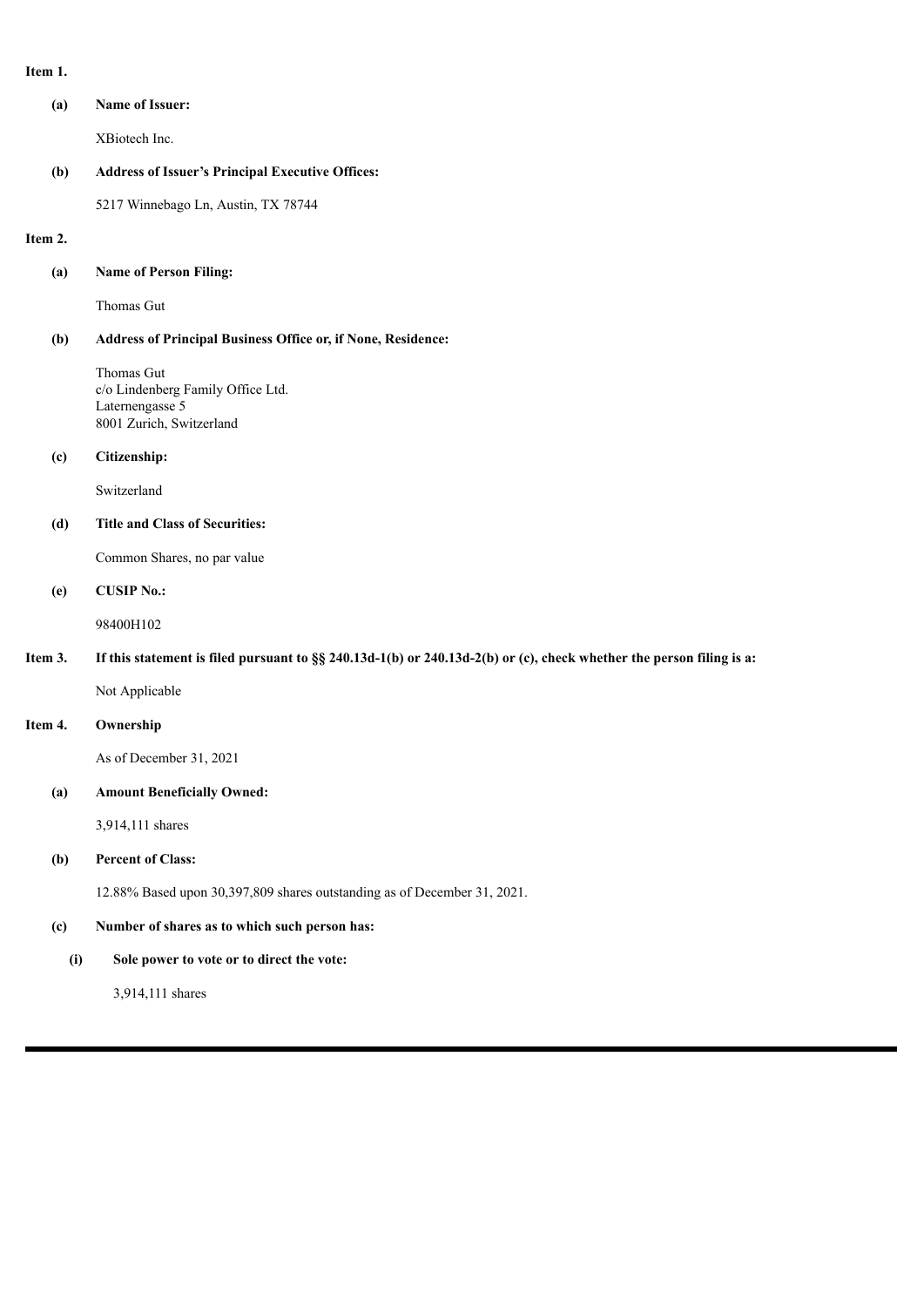**Item 1.**

**(a) Name of Issuer:**

XBiotech Inc.

**(b) Address of Issuer's Principal Executive Offices:**

5217 Winnebago Ln, Austin, TX 78744

**Item 2.**

**(a) Name of Person Filing:**

Thomas Gut

**(b) Address of Principal Business Office or, if None, Residence:**

Thomas Gut
c/o Lindenberg Family Office Ltd.
Laternengasse 5
8001 Zurich, Switzerland

**(c) Citizenship:**

Switzerland

**(d) Title and Class of Securities:**

Common Shares, no par value

**(e) CUSIP No.:**

98400H102

**Item 3. If this statement is filed pursuant to §§ 240.13d-1(b) or 240.13d-2(b) or (c), check whether the person filing is a:**

Not Applicable

**Item 4. Ownership**

As of December 31, 2021

**(a) Amount Beneficially Owned:**

3,914,111 shares

**(b) Percent of Class:**

12.88% Based upon 30,397,809 shares outstanding as of December 31, 2021.

**(c) Number of shares as to which such person has:**

**(i) Sole power to vote or to direct the vote:**

3,914,111 shares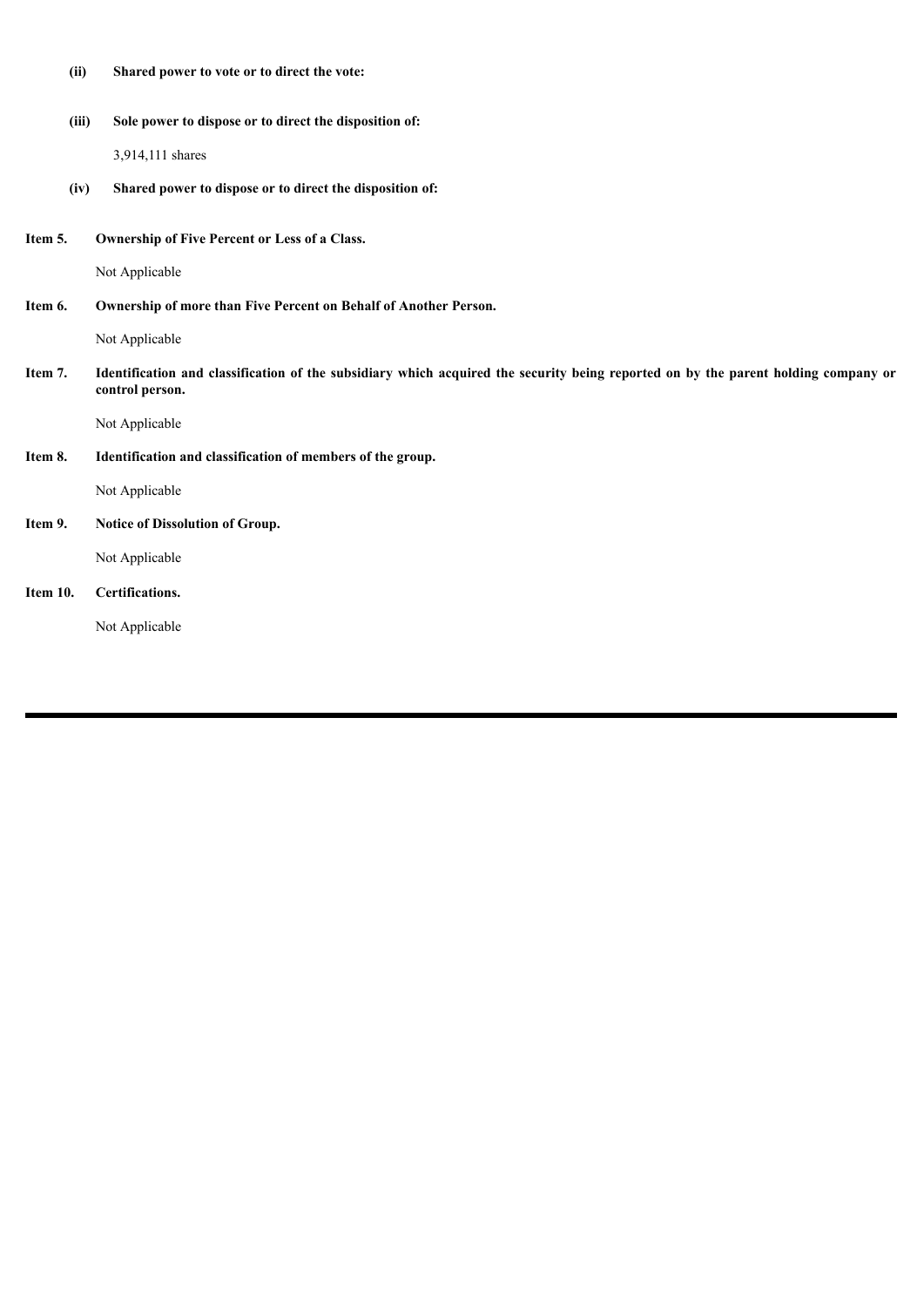**(ii) Shared power to vote or to direct the vote:**

**(iii) Sole power to dispose or to direct the disposition of:**

3,914,111 shares

**(iv) Shared power to dispose or to direct the disposition of:**

**Item 5. Ownership of Five Percent or Less of a Class.**

Not Applicable

**Item 6. Ownership of more than Five Percent on Behalf of Another Person.**

Not Applicable

**Item 7. Identification and classification of the subsidiary which acquired the security being reported on by the parent holding company or control person.**

Not Applicable

**Item 8. Identification and classification of members of the group.**

Not Applicable

**Item 9. Notice of Dissolution of Group.**

Not Applicable

**Item 10. Certifications.**

Not Applicable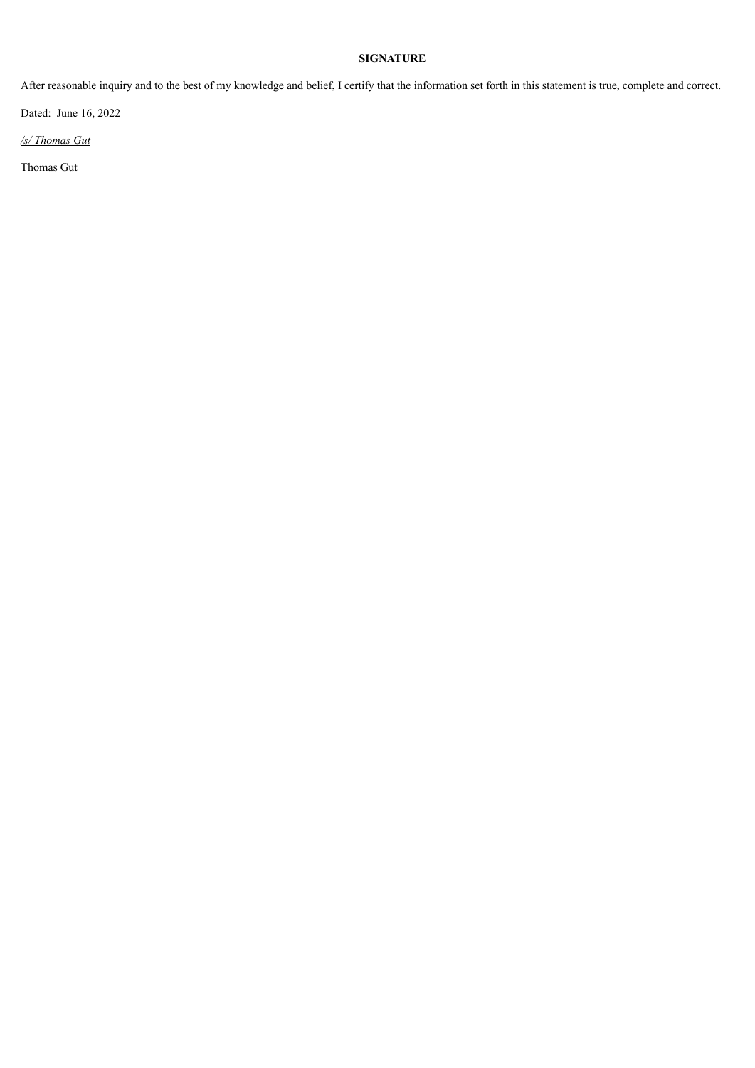**SIGNATURE**

After reasonable inquiry and to the best of my knowledge and belief, I certify that the information set forth in this statement is true, complete and correct.

Dated: June 16, 2022

*/s/ Thomas Gut*

Thomas Gut